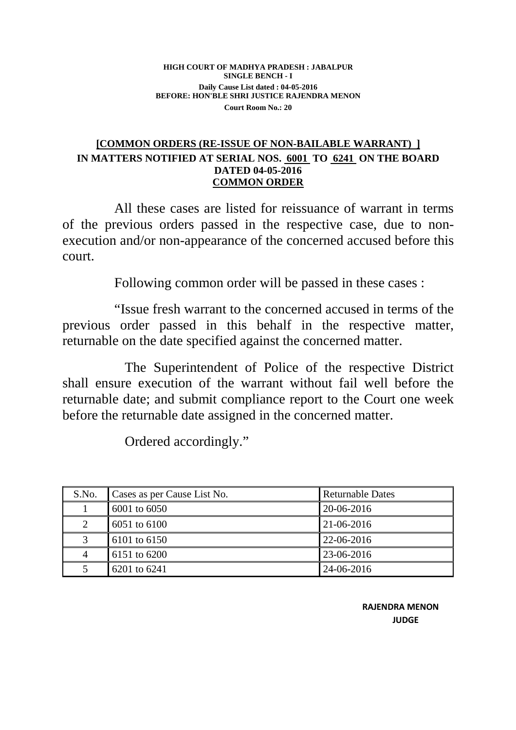**HIGH COURT OF MADHYA PRADESH : JABALPUR**
**SINGLE BENCH - I**
**Daily Cause List dated : 04-05-2016**
**BEFORE: HON'BLE SHRI JUSTICE RAJENDRA MENON**
**Court Room No.: 20**

**[COMMON ORDERS (RE-ISSUE OF NON-BAILABLE WARRANT) ]**
**IN MATTERS NOTIFIED AT SERIAL NOS. 6001 TO 6241 ON THE BOARD DATED 04-05-2016**
**COMMON ORDER**

All these cases are listed for reissuance of warrant in terms of the previous orders passed in the respective case, due to non-execution and/or non-appearance of the concerned accused before this court.

Following common order will be passed in these cases :

"Issue fresh warrant to the concerned accused in terms of the previous order passed in this behalf in the respective matter, returnable on the date specified against the concerned matter.

The Superintendent of Police of the respective District shall ensure execution of the warrant without fail well before the returnable date; and submit compliance report to the Court one week before the returnable date assigned in the concerned matter.

Ordered accordingly."

| S.No. | Cases as per Cause List No. | Returnable Dates |
|---|---|---|
| 1 | 6001 to 6050 | 20-06-2016 |
| 2 | 6051 to 6100 | 21-06-2016 |
| 3 | 6101 to 6150 | 22-06-2016 |
| 4 | 6151 to 6200 | 23-06-2016 |
| 5 | 6201 to 6241 | 24-06-2016 |

**RAJENDRA MENON**
**JUDGE**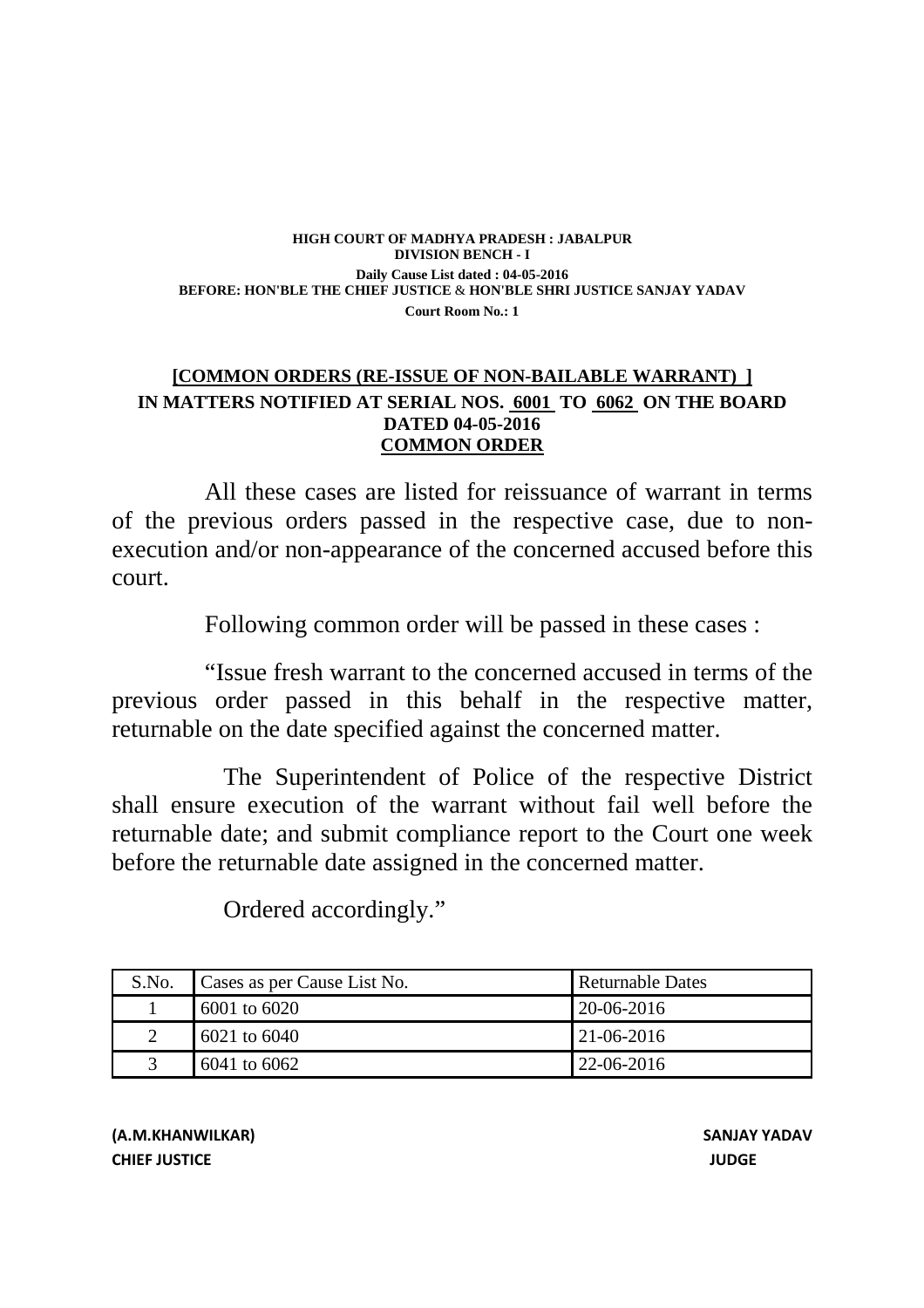**HIGH COURT OF MADHYA PRADESH : JABALPUR**
**DIVISION BENCH - I**
**Daily Cause List dated : 04-05-2016**
**BEFORE: HON'BLE THE CHIEF JUSTICE & HON'BLE SHRI JUSTICE SANJAY YADAV**
**Court Room No.: 1**

**[COMMON ORDERS (RE-ISSUE OF NON-BAILABLE WARRANT) ]**
**IN MATTERS NOTIFIED AT SERIAL NOS. 6001 TO 6062 ON THE BOARD DATED 04-05-2016**
**COMMON ORDER**

All these cases are listed for reissuance of warrant in terms of the previous orders passed in the respective case, due to non-execution and/or non-appearance of the concerned accused before this court.

Following common order will be passed in these cases :

"Issue fresh warrant to the concerned accused in terms of the previous order passed in this behalf in the respective matter, returnable on the date specified against the concerned matter.

The Superintendent of Police of the respective District shall ensure execution of the warrant without fail well before the returnable date; and submit compliance report to the Court one week before the returnable date assigned in the concerned matter.

Ordered accordingly."

| S.No. | Cases as per Cause List No. | Returnable Dates |
|---|---|---|
| 1 | 6001 to 6020 | 20-06-2016 |
| 2 | 6021 to 6040 | 21-06-2016 |
| 3 | 6041 to 6062 | 22-06-2016 |

**(A.M.KHANWILKAR)**
**CHIEF JUSTICE**

**SANJAY YADAV**
**JUDGE**